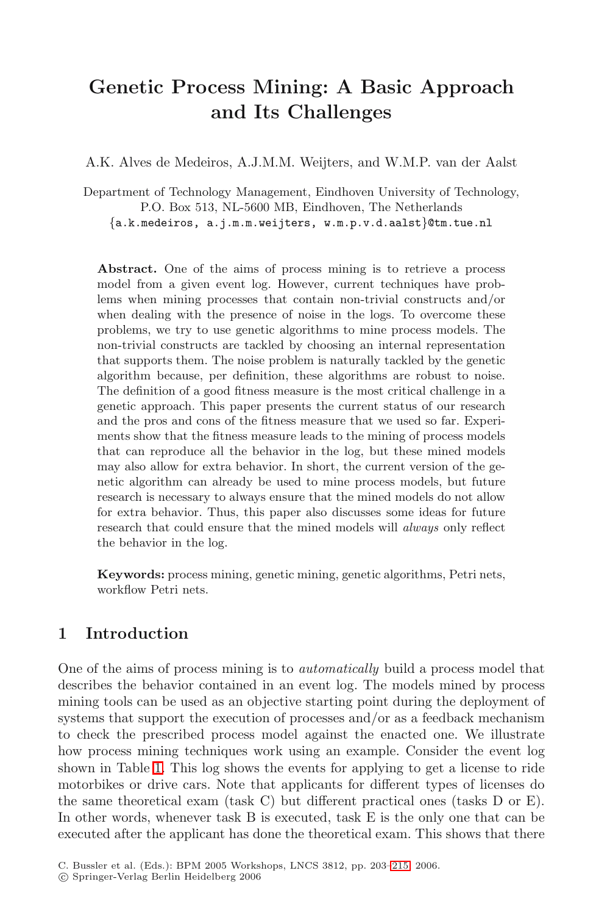# Genetic Process Mining: A Basic Approach and Its Challenges

A.K. Alves de Medeiros, A.J.M.M. Weijters, and W.M.P. van der Aalst

Department of Technology Management, Eindhoven University of Technology,
P.O. Box 513, NL-5600 MB, Eindhoven, The Netherlands
{a.k.medeiros, a.j.m.m.weijters, w.m.p.v.d.aalst}@tm.tue.nl

**Abstract.** One of the aims of process mining is to retrieve a process model from a given event log. However, current techniques have problems when mining processes that contain non-trivial constructs and/or when dealing with the presence of noise in the logs. To overcome these problems, we try to use genetic algorithms to mine process models. The non-trivial constructs are tackled by choosing an internal representation that supports them. The noise problem is naturally tackled by the genetic algorithm because, per definition, these algorithms are robust to noise. The definition of a good fitness measure is the most critical challenge in a genetic approach. This paper presents the current status of our research and the pros and cons of the fitness measure that we used so far. Experiments show that the fitness measure leads to the mining of process models that can reproduce all the behavior in the log, but these mined models may also allow for extra behavior. In short, the current version of the genetic algorithm can already be used to mine process models, but future research is necessary to always ensure that the mined models do not allow for extra behavior. Thus, this paper also discusses some ideas for future research that could ensure that the mined models will *always* only reflect the behavior in the log.

**Keywords:** process mining, genetic mining, genetic algorithms, Petri nets, workflow Petri nets.

## 1 Introduction

One of the aims of process mining is to *automatically* build a process model that describes the behavior contained in an event log. The models mined by process mining tools can be used as an objective starting point during the deployment of systems that support the execution of processes and/or as a feedback mechanism to check the prescribed process model against the enacted one. We illustrate how process mining techniques work using an example. Consider the event log shown in Table 1. This log shows the events for applying to get a license to ride motorbikes or drive cars. Note that applicants for different types of licenses do the same theoretical exam (task C) but different practical ones (tasks D or E). In other words, whenever task B is executed, task E is the only one that can be executed after the applicant has done the theoretical exam. This shows that there

C. Bussler et al. (Eds.): BPM 2005 Workshops, LNCS 3812, pp. 203–215, 2006.
© Springer-Verlag Berlin Heidelberg 2006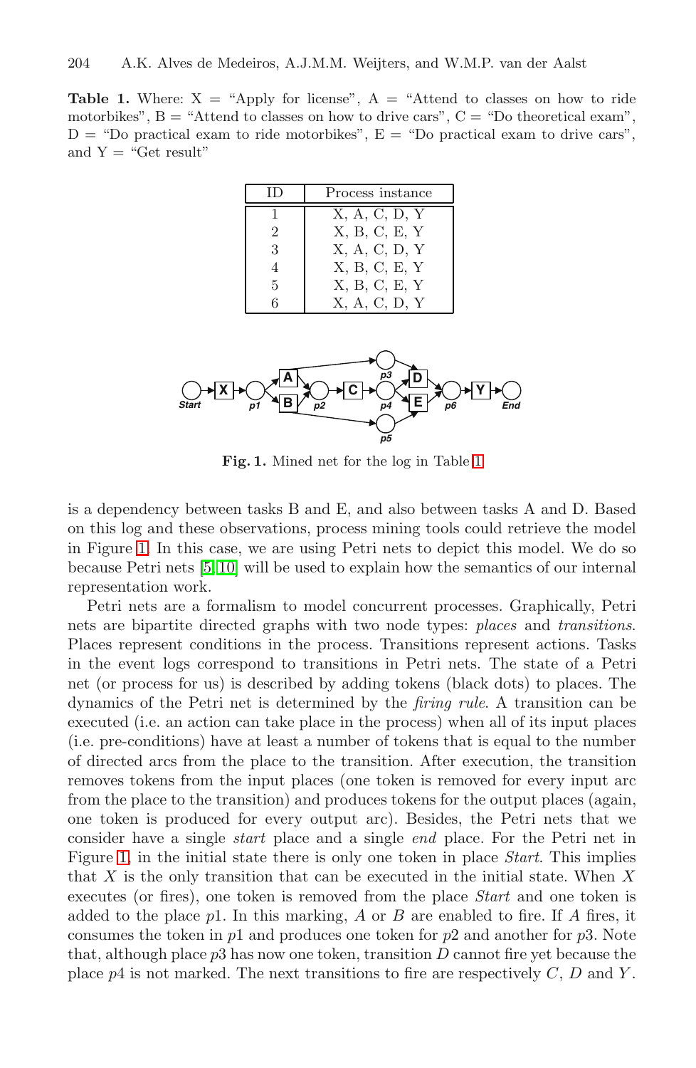**Table 1.** Where: X = "Apply for license", A = "Attend to classes on how to ride motorbikes", B = "Attend to classes on how to drive cars", C = "Do theoretical exam", D = "Do practical exam to ride motorbikes", E = "Do practical exam to drive cars", and Y = "Get result"

| ID | Process instance |
|---|---|
| 1 | X, A, C, D, Y |
| 2 | X, B, C, E, Y |
| 3 | X, A, C, D, Y |
| 4 | X, B, C, E, Y |
| 5 | X, B, C, E, Y |
| 6 | X, A, C, D, Y |

**Fig. 1.** Mined net for the log in Table 1

is a dependency between tasks B and E, and also between tasks A and D. Based on this log and these observations, process mining tools could retrieve the model in Figure 1. In this case, we are using Petri nets to depict this model. We do so because Petri nets [5,10] will be used to explain how the semantics of our internal representation work.

Petri nets are a formalism to model concurrent processes. Graphically, Petri nets are bipartite directed graphs with two node types: *places* and *transitions*. Places represent conditions in the process. Transitions represent actions. Tasks in the event logs correspond to transitions in Petri nets. The state of a Petri net (or process for us) is described by adding tokens (black dots) to places. The dynamics of the Petri net is determined by the *firing rule*. A transition can be executed (i.e. an action can take place in the process) when all of its input places (i.e. pre-conditions) have at least a number of tokens that is equal to the number of directed arcs from the place to the transition. After execution, the transition removes tokens from the input places (one token is removed for every input arc from the place to the transition) and produces tokens for the output places (again, one token is produced for every output arc). Besides, the Petri nets that we consider have a single *start* place and a single *end* place. For the Petri net in Figure 1, in the initial state there is only one token in place *Start*. This implies that $X$ is the only transition that can be executed in the initial state. When $X$ executes (or fires), one token is removed from the place *Start* and one token is added to the place $p1$. In this marking, $A$ or $B$ are enabled to fire. If $A$ fires, it consumes the token in $p1$ and produces one token for $p2$ and another for $p3$. Note that, although place $p3$ has now one token, transition $D$ cannot fire yet because the place $p4$ is not marked. The next transitions to fire are respectively $C$, $D$ and $Y$.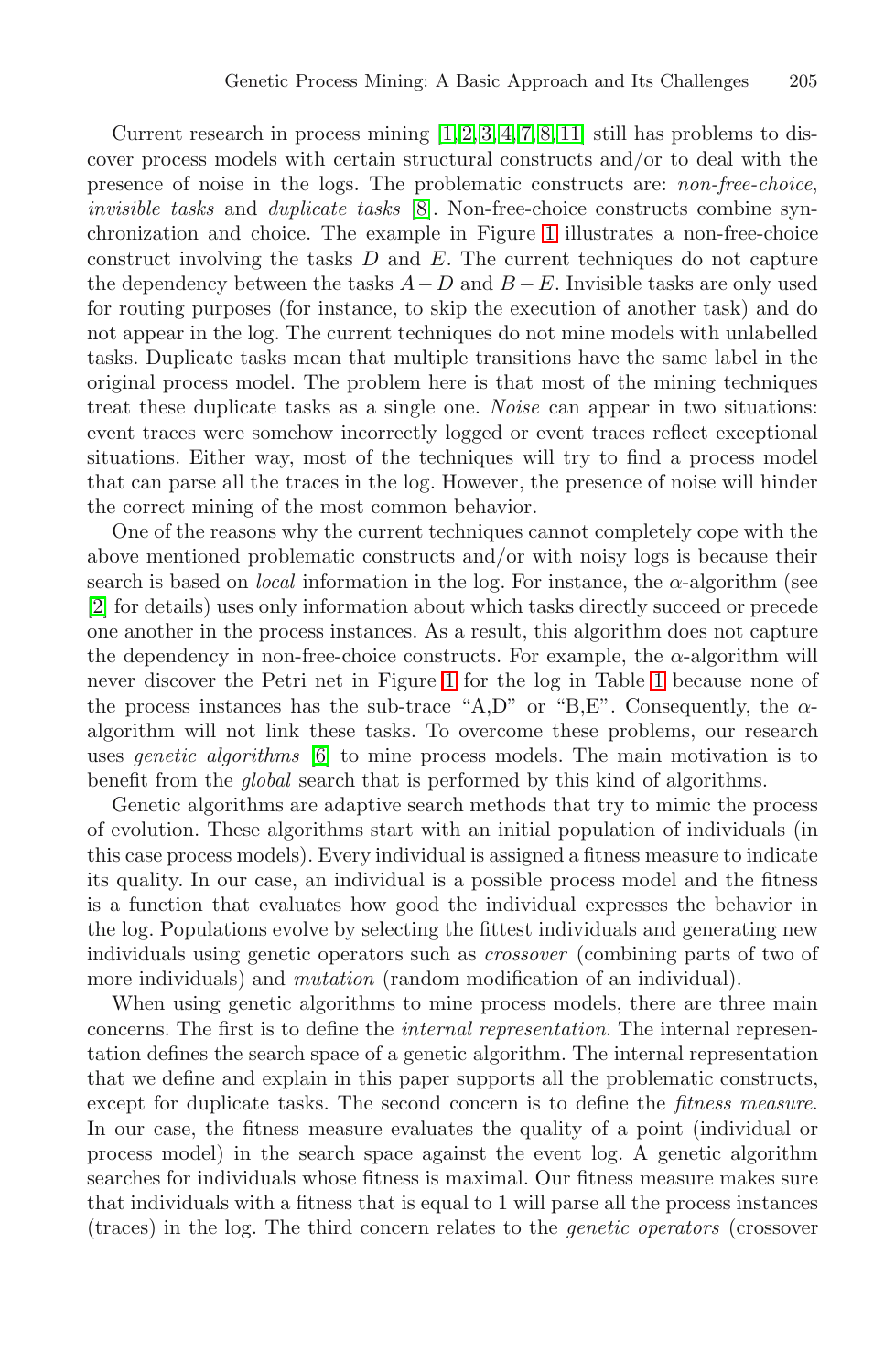Current research in process mining [1,2,3,4,7,8,11] still has problems to discover process models with certain structural constructs and/or to deal with the presence of noise in the logs. The problematic constructs are: *non-free-choice*, *invisible tasks* and *duplicate tasks* [8]. Non-free-choice constructs combine synchronization and choice. The example in Figure 1 illustrates a non-free-choice construct involving the tasks $D$ and $E$. The current techniques do not capture the dependency between the tasks $A - D$ and $B - E$. Invisible tasks are only used for routing purposes (for instance, to skip the execution of another task) and do not appear in the log. The current techniques do not mine models with unlabelled tasks. Duplicate tasks mean that multiple transitions have the same label in the original process model. The problem here is that most of the mining techniques treat these duplicate tasks as a single one. *Noise* can appear in two situations: event traces were somehow incorrectly logged or event traces reflect exceptional situations. Either way, most of the techniques will try to find a process model that can parse all the traces in the log. However, the presence of noise will hinder the correct mining of the most common behavior.

One of the reasons why the current techniques cannot completely cope with the above mentioned problematic constructs and/or with noisy logs is because their search is based on *local* information in the log. For instance, the $\alpha$-algorithm (see [2] for details) uses only information about which tasks directly succeed or precede one another in the process instances. As a result, this algorithm does not capture the dependency in non-free-choice constructs. For example, the $\alpha$-algorithm will never discover the Petri net in Figure 1 for the log in Table 1 because none of the process instances has the sub-trace "A,D" or "B,E". Consequently, the $\alpha$-algorithm will not link these tasks. To overcome these problems, our research uses *genetic algorithms* [6] to mine process models. The main motivation is to benefit from the *global* search that is performed by this kind of algorithms.

Genetic algorithms are adaptive search methods that try to mimic the process of evolution. These algorithms start with an initial population of individuals (in this case process models). Every individual is assigned a fitness measure to indicate its quality. In our case, an individual is a possible process model and the fitness is a function that evaluates how good the individual expresses the behavior in the log. Populations evolve by selecting the fittest individuals and generating new individuals using genetic operators such as *crossover* (combining parts of two of more individuals) and *mutation* (random modification of an individual).

When using genetic algorithms to mine process models, there are three main concerns. The first is to define the *internal representation*. The internal representation defines the search space of a genetic algorithm. The internal representation that we define and explain in this paper supports all the problematic constructs, except for duplicate tasks. The second concern is to define the *fitness measure*. In our case, the fitness measure evaluates the quality of a point (individual or process model) in the search space against the event log. A genetic algorithm searches for individuals whose fitness is maximal. Our fitness measure makes sure that individuals with a fitness that is equal to 1 will parse all the process instances (traces) in the log. The third concern relates to the *genetic operators* (crossover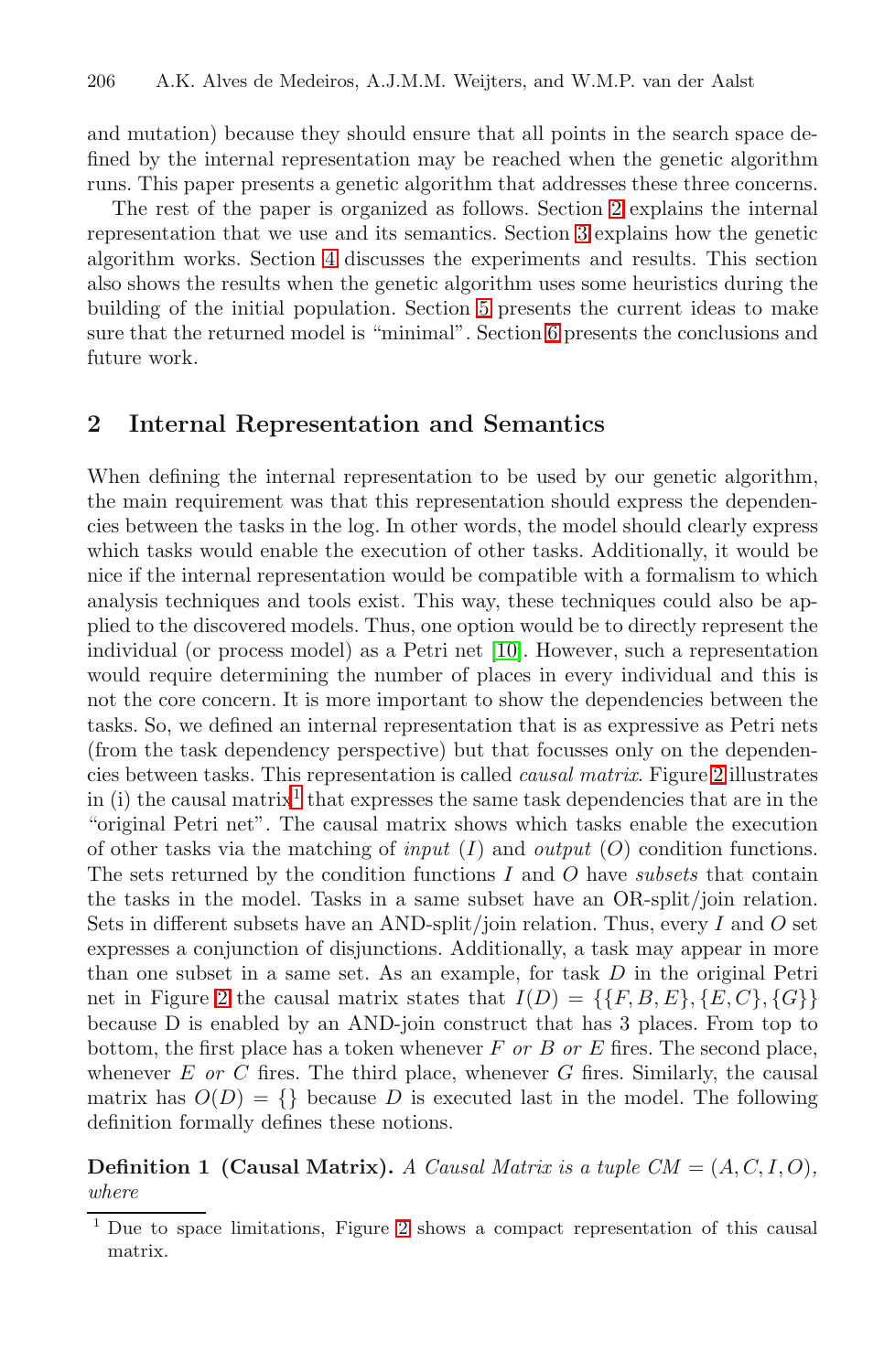and mutation) because they should ensure that all points in the search space defined by the internal representation may be reached when the genetic algorithm runs. This paper presents a genetic algorithm that addresses these three concerns.

The rest of the paper is organized as follows. Section 2 explains the internal representation that we use and its semantics. Section 3 explains how the genetic algorithm works. Section 4 discusses the experiments and results. This section also shows the results when the genetic algorithm uses some heuristics during the building of the initial population. Section 5 presents the current ideas to make sure that the returned model is "minimal". Section 6 presents the conclusions and future work.

## 2 Internal Representation and Semantics

When defining the internal representation to be used by our genetic algorithm, the main requirement was that this representation should express the dependencies between the tasks in the log. In other words, the model should clearly express which tasks would enable the execution of other tasks. Additionally, it would be nice if the internal representation would be compatible with a formalism to which analysis techniques and tools exist. This way, these techniques could also be applied to the discovered models. Thus, one option would be to directly represent the individual (or process model) as a Petri net [10]. However, such a representation would require determining the number of places in every individual and this is not the core concern. It is more important to show the dependencies between the tasks. So, we defined an internal representation that is as expressive as Petri nets (from the task dependency perspective) but that focusses only on the dependencies between tasks. This representation is called *causal matrix*. Figure 2 illustrates in (i) the causal matrix[1] that expresses the same task dependencies that are in the "original Petri net". The causal matrix shows which tasks enable the execution of other tasks via the matching of *input* ($I$) and *output* ($O$) condition functions. The sets returned by the condition functions $I$ and $O$ have *subsets* that contain the tasks in the model. Tasks in a same subset have an OR-split/join relation. Sets in different subsets have an AND-split/join relation. Thus, every $I$ and $O$ set expresses a conjunction of disjunctions. Additionally, a task may appear in more than one subset in a same set. As an example, for task $D$ in the original Petri net in Figure 2 the causal matrix states that $I(D) = \{\{F, B, E\}, \{E, C\}, \{G\}\}$ because D is enabled by an AND-join construct that has 3 places. From top to bottom, the first place has a token whenever $F$ *or* $B$ *or* $E$ fires. The second place, whenever $E$ *or* $C$ fires. The third place, whenever $G$ fires. Similarly, the causal matrix has $O(D) = \{\}$ because $D$ is executed last in the model. The following definition formally defines these notions.

**Definition 1 (Causal Matrix).** *A Causal Matrix is a tuple $CM = (A, C, I, O)$, where*

[1] Due to space limitations, Figure 2 shows a compact representation of this causal matrix.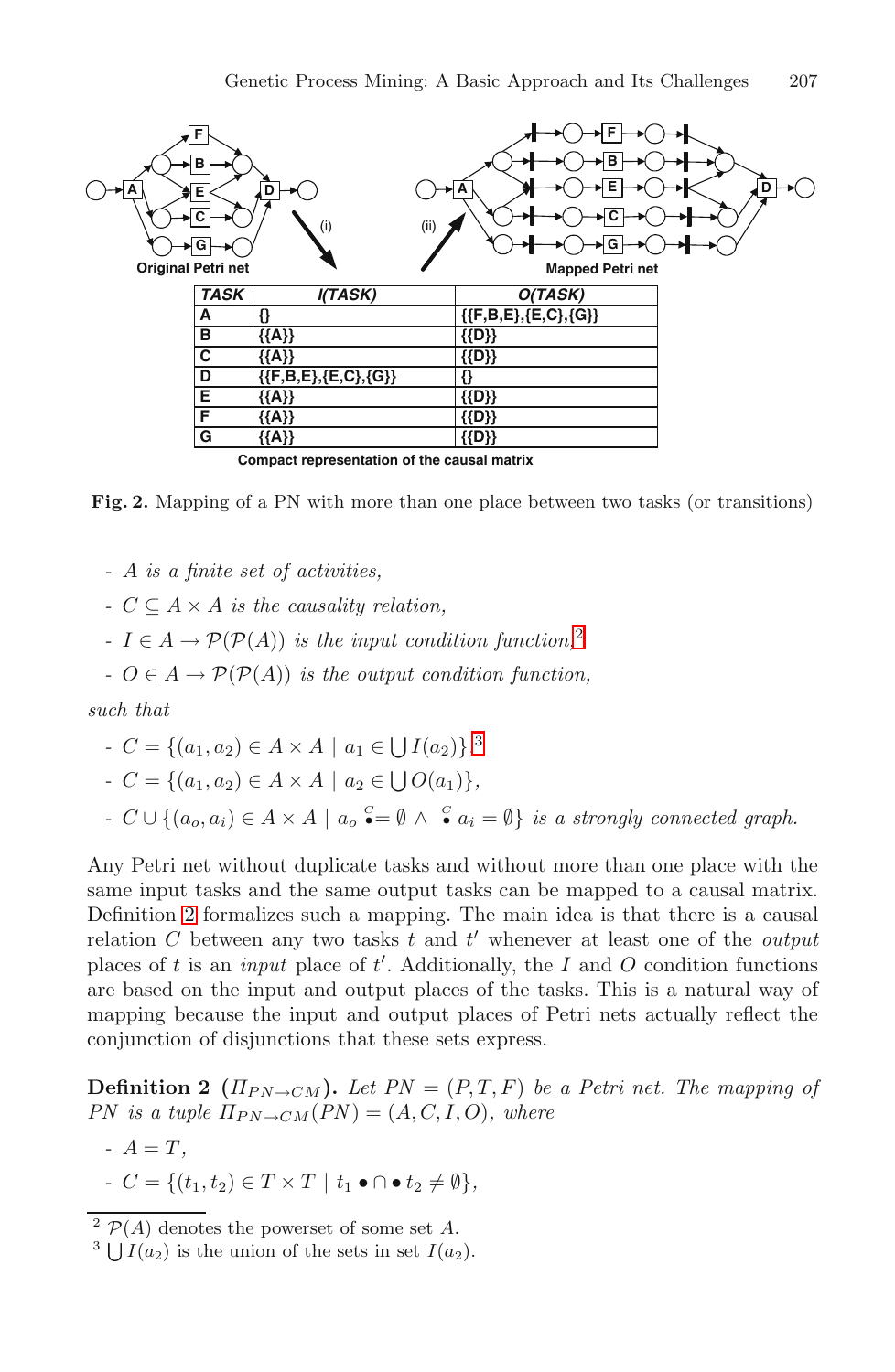| TASK | I(TASK) | O(TASK) |
|---|---|---|
| A | {} | {{F,B,E},{E,C},{G}} |
| B | {{A}} | {{D}} |
| C | {{A}} | {{D}} |
| D | {{F,B,E},{E,C},{G}} | {} |
| E | {{A}} | {{D}} |
| F | {{A}} | {{D}} |
| G | {{A}} | {{D}} |

Compact representation of the causal matrix

**Fig. 2.** Mapping of a PN with more than one place between two tasks (or transitions)

- *$A$ is a finite set of activities,*
- *$C \subseteq A \times A$ is the causality relation,*
- *$I \in A \rightarrow \mathcal{P}(\mathcal{P}(A))$ is the input condition function,*[2]
- *$O \in A \rightarrow \mathcal{P}(\mathcal{P}(A))$ is the output condition function,*

*such that*

- $C = \{(a_1, a_2) \in A \times A \mid a_1 \in \bigcup I(a_2)\}$,[3]
- $C = \{(a_1, a_2) \in A \times A \mid a_2 \in \bigcup O(a_1)\}$,
- $C \cup \{(a_o, a_i) \in A \times A \mid a_o \overset{C}{\bullet} = \emptyset \land \overset{C}{\bullet} a_i = \emptyset\}$ *is a strongly connected graph.*

Any Petri net without duplicate tasks and without more than one place with the same input tasks and the same output tasks can be mapped to a causal matrix. Definition 2 formalizes such a mapping. The main idea is that there is a causal relation $C$ between any two tasks $t$ and $t'$ whenever at least one of the *output* places of $t$ is an *input* place of $t'$. Additionally, the $I$ and $O$ condition functions are based on the input and output places of the tasks. This is a natural way of mapping because the input and output places of Petri nets actually reflect the conjunction of disjunctions that these sets express.

**Definition 2** **($\Pi_{PN \rightarrow CM}$).** *Let $PN = (P, T, F)$ be a Petri net. The mapping of $PN$ is a tuple $\Pi_{PN \rightarrow CM}(PN) = (A, C, I, O)$, where*

- $A = T$,
- $C = \{(t_1, t_2) \in T \times T \mid t_1 \bullet \cap \bullet t_2 \neq \emptyset\}$,

[2] $\mathcal{P}(A)$ denotes the powerset of some set $A$.

[3] $\bigcup I(a_2)$ is the union of the sets in set $I(a_2)$.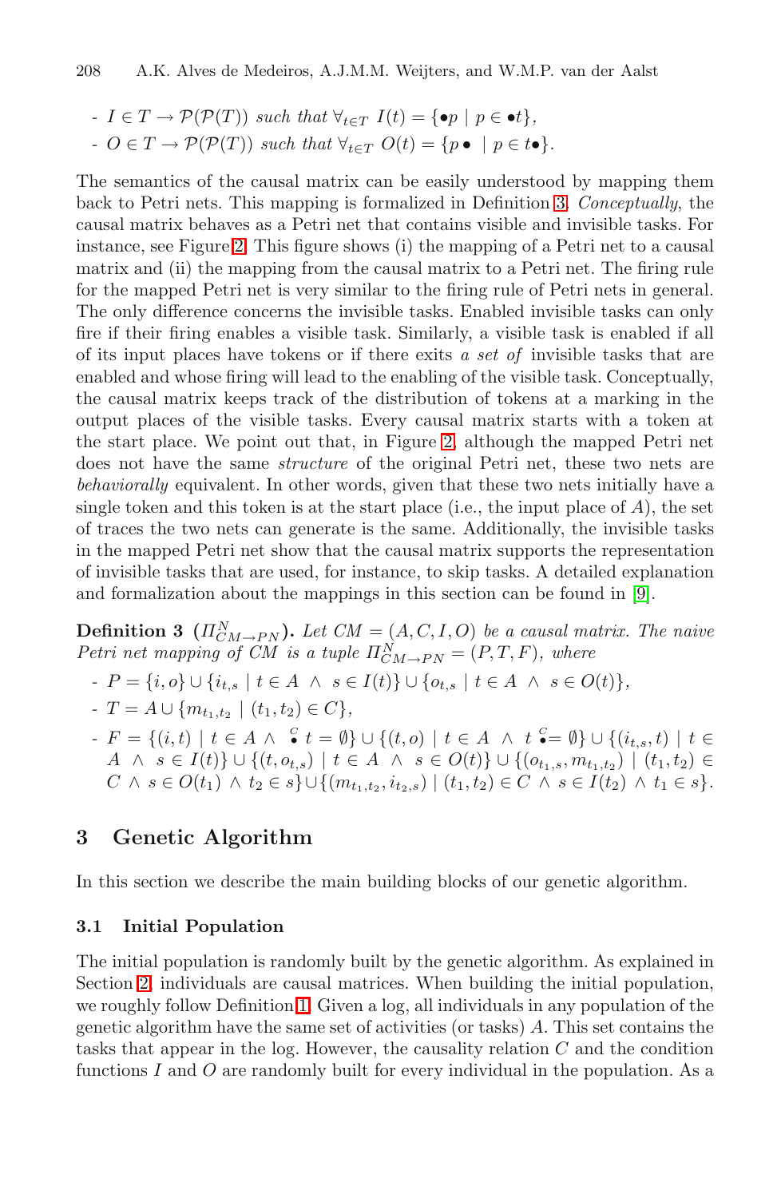- $I \in T \rightarrow \mathcal{P}(\mathcal{P}(T))$ *such that* $\forall_{t \in T}\ I(t) = \{\bullet p \mid p \in \bullet t\}$,
- $O \in T \rightarrow \mathcal{P}(\mathcal{P}(T))$ *such that* $\forall_{t \in T}\ O(t) = \{p \bullet \mid p \in t \bullet\}$.

The semantics of the causal matrix can be easily understood by mapping them back to Petri nets. This mapping is formalized in Definition 3. *Conceptually*, the causal matrix behaves as a Petri net that contains visible and invisible tasks. For instance, see Figure 2. This figure shows (i) the mapping of a Petri net to a causal matrix and (ii) the mapping from the causal matrix to a Petri net. The firing rule for the mapped Petri net is very similar to the firing rule of Petri nets in general. The only difference concerns the invisible tasks. Enabled invisible tasks can only fire if their firing enables a visible task. Similarly, a visible task is enabled if all of its input places have tokens or if there exits *a set of* invisible tasks that are enabled and whose firing will lead to the enabling of the visible task. Conceptually, the causal matrix keeps track of the distribution of tokens at a marking in the output places of the visible tasks. Every causal matrix starts with a token at the start place. We point out that, in Figure 2, although the mapped Petri net does not have the same *structure* of the original Petri net, these two nets are *behaviorally* equivalent. In other words, given that these two nets initially have a single token and this token is at the start place (i.e., the input place of $A$), the set of traces the two nets can generate is the same. Additionally, the invisible tasks in the mapped Petri net show that the causal matrix supports the representation of invisible tasks that are used, for instance, to skip tasks. A detailed explanation and formalization about the mappings in this section can be found in [9].

**Definition 3** **($\Pi^N_{CM \rightarrow PN}$).** *Let $CM = (A, C, I, O)$ be a causal matrix. The naive Petri net mapping of $CM$ is a tuple $\Pi^N_{CM \rightarrow PN} = (P, T, F)$, where*

- $P = \{i, o\} \cup \{i_{t,s} \mid t \in A\ \wedge\ s \in I(t)\} \cup \{o_{t,s} \mid t \in A\ \wedge\ s \in O(t)\}$,
- $T = A \cup \{m_{t_1,t_2} \mid (t_1, t_2) \in C\}$,
- $F = \{(i, t) \mid t \in A\ \wedge\ \overset{C}{\bullet} t = \emptyset\} \cup \{(t, o) \mid t \in A\ \wedge\ t \overset{C}{\bullet} = \emptyset\} \cup \{(i_{t,s}, t) \mid t \in A\ \wedge\ s \in I(t)\} \cup \{(t, o_{t,s}) \mid t \in A\ \wedge\ s \in O(t)\} \cup \{(o_{t_1,s}, m_{t_1,t_2}) \mid (t_1, t_2) \in C\ \wedge\ s \in O(t_1)\ \wedge\ t_2 \in s\} \cup \{(m_{t_1,t_2}, i_{t_2,s}) \mid (t_1, t_2) \in C\ \wedge\ s \in I(t_2)\ \wedge\ t_1 \in s\}$.

## 3 Genetic Algorithm

In this section we describe the main building blocks of our genetic algorithm.

### 3.1 Initial Population

The initial population is randomly built by the genetic algorithm. As explained in Section 2, individuals are causal matrices. When building the initial population, we roughly follow Definition 1. Given a log, all individuals in any population of the genetic algorithm have the same set of activities (or tasks) $A$. This set contains the tasks that appear in the log. However, the causality relation $C$ and the condition functions $I$ and $O$ are randomly built for every individual in the population. As a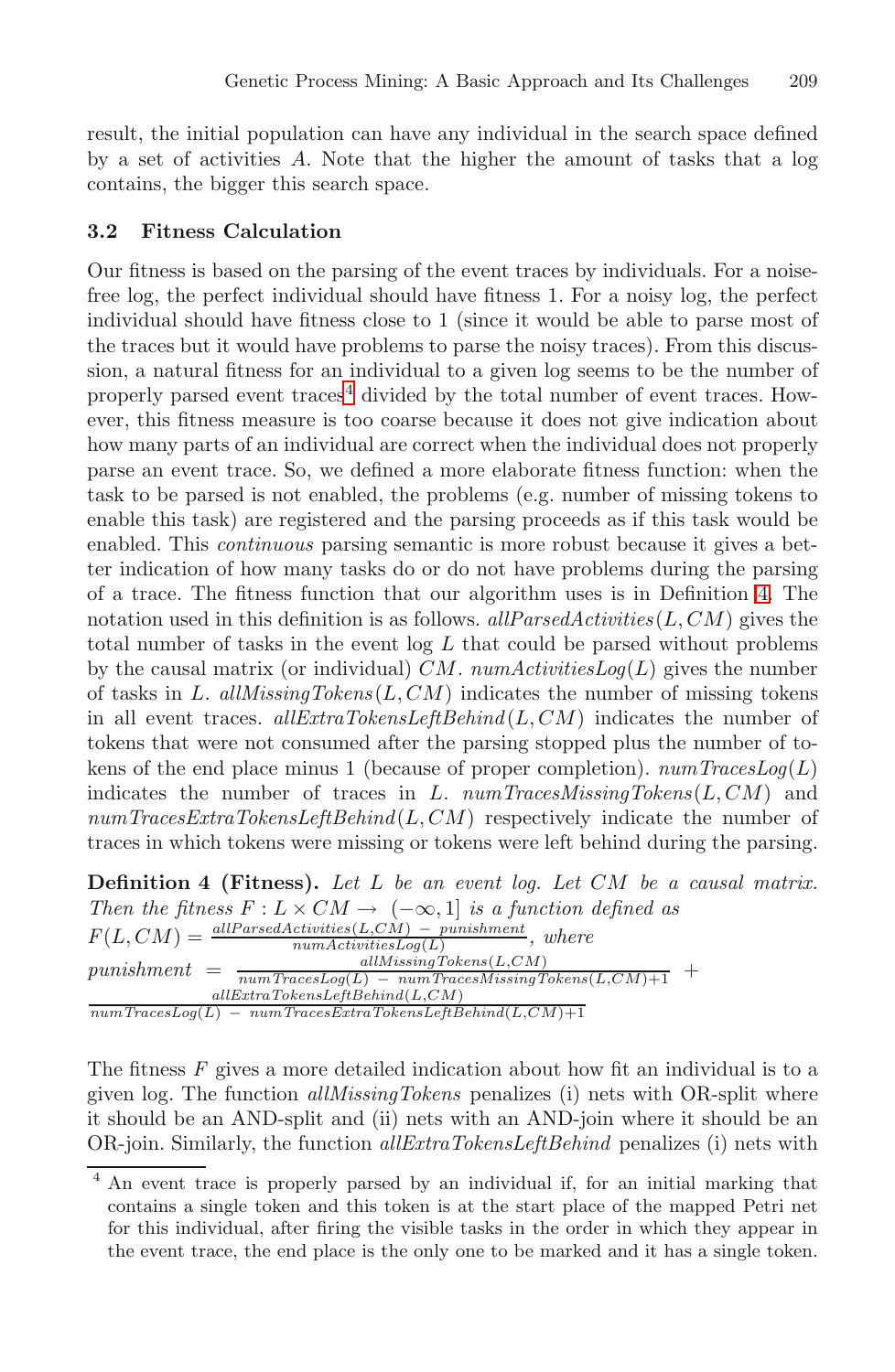result, the initial population can have any individual in the search space defined by a set of activities $A$. Note that the higher the amount of tasks that a log contains, the bigger this search space.

### 3.2 Fitness Calculation

Our fitness is based on the parsing of the event traces by individuals. For a noise-free log, the perfect individual should have fitness 1. For a noisy log, the perfect individual should have fitness close to 1 (since it would be able to parse most of the traces but it would have problems to parse the noisy traces). From this discussion, a natural fitness for an individual to a given log seems to be the number of properly parsed event traces[4] divided by the total number of event traces. However, this fitness measure is too coarse because it does not give indication about how many parts of an individual are correct when the individual does not properly parse an event trace. So, we defined a more elaborate fitness function: when the task to be parsed is not enabled, the problems (e.g. number of missing tokens to enable this task) are registered and the parsing proceeds as if this task would be enabled. This *continuous* parsing semantic is more robust because it gives a better indication of how many tasks do or do not have problems during the parsing of a trace. The fitness function that our algorithm uses is in Definition 4. The notation used in this definition is as follows. $allParsedActivities(L, CM)$ gives the total number of tasks in the event log $L$ that could be parsed without problems by the causal matrix (or individual) $CM$. $numActivitiesLog(L)$ gives the number of tasks in $L$. $allMissingTokens(L, CM)$ indicates the number of missing tokens in all event traces. $allExtraTokensLeftBehind(L, CM)$ indicates the number of tokens that were not consumed after the parsing stopped plus the number of tokens of the end place minus 1 (because of proper completion). $numTracesLog(L)$ indicates the number of traces in $L$. $numTracesMissingTokens(L, CM)$ and $numTracesExtraTokensLeftBehind(L, CM)$ respectively indicate the number of traces in which tokens were missing or tokens were left behind during the parsing.

**Definition 4 (Fitness).** *Let $L$ be an event log. Let $CM$ be a causal matrix. Then the fitness $F : L \times CM \rightarrow (-\infty, 1]$ is a function defined as*

$$F(L, CM) = \frac{allParsedActivities(L, CM) - punishment}{numActivitiesLog(L)}, \text{ where}$$

$$punishment = \frac{allMissingTokens(L, CM)}{numTracesLog(L) - numTracesMissingTokens(L, CM) + 1} + \frac{allExtraTokensLeftBehind(L, CM)}{numTracesLog(L) - numTracesExtraTokensLeftBehind(L, CM) + 1}$$

The fitness $F$ gives a more detailed indication about how fit an individual is to a given log. The function *allMissingTokens* penalizes (i) nets with OR-split where it should be an AND-split and (ii) nets with an AND-join where it should be an OR-join. Similarly, the function *allExtraTokensLeftBehind* penalizes (i) nets with

[4] An event trace is properly parsed by an individual if, for an initial marking that contains a single token and this token is at the start place of the mapped Petri net for this individual, after firing the visible tasks in the order in which they appear in the event trace, the end place is the only one to be marked and it has a single token.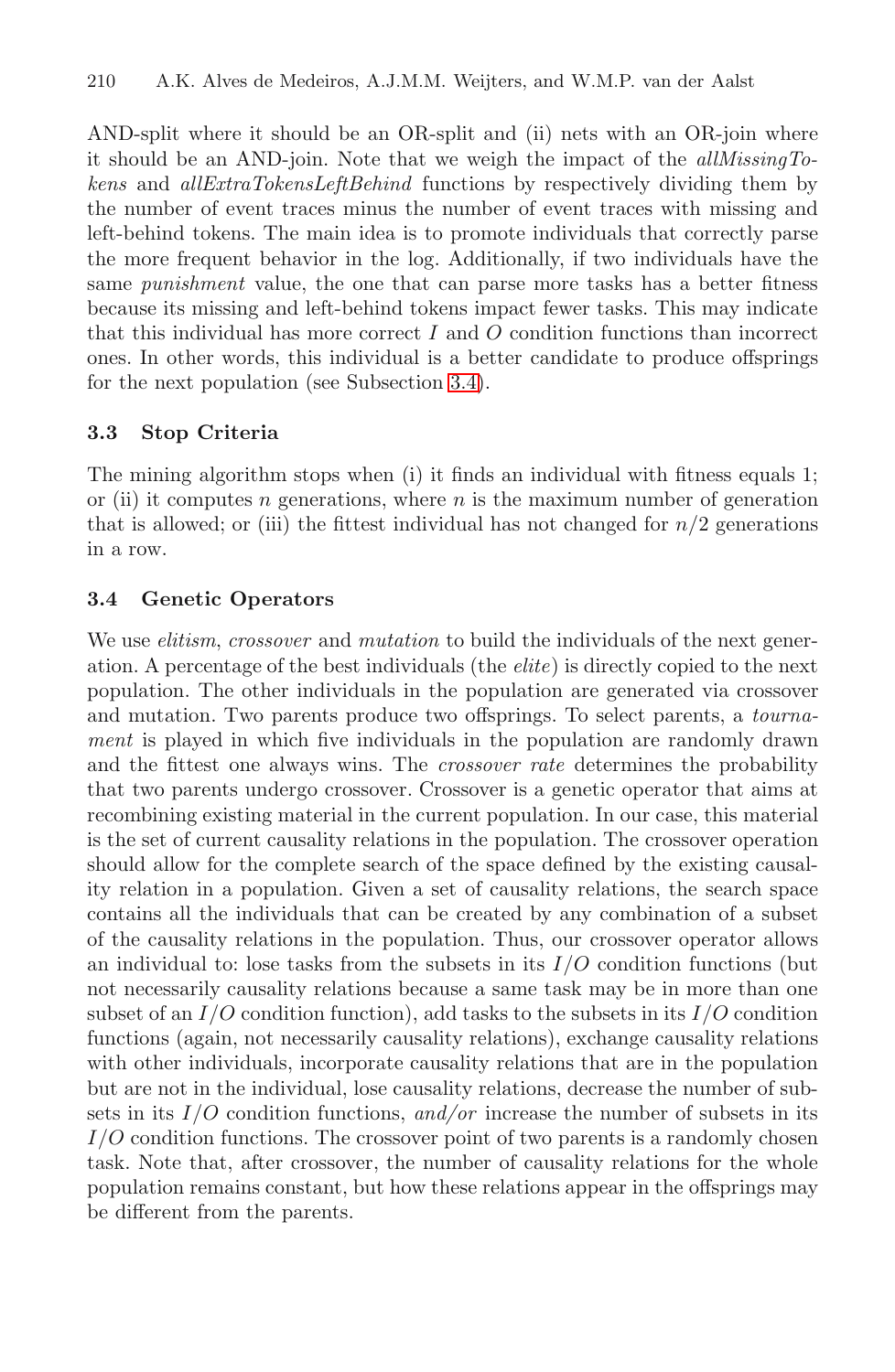AND-split where it should be an OR-split and (ii) nets with an OR-join where it should be an AND-join. Note that we weigh the impact of the *allMissingTokens* and *allExtraTokensLeftBehind* functions by respectively dividing them by the number of event traces minus the number of event traces with missing and left-behind tokens. The main idea is to promote individuals that correctly parse the more frequent behavior in the log. Additionally, if two individuals have the same *punishment* value, the one that can parse more tasks has a better fitness because its missing and left-behind tokens impact fewer tasks. This may indicate that this individual has more correct $I$ and $O$ condition functions than incorrect ones. In other words, this individual is a better candidate to produce offsprings for the next population (see Subsection 3.4).

### 3.3 Stop Criteria

The mining algorithm stops when (i) it finds an individual with fitness equals 1; or (ii) it computes $n$ generations, where $n$ is the maximum number of generation that is allowed; or (iii) the fittest individual has not changed for $n/2$ generations in a row.

### 3.4 Genetic Operators

We use *elitism*, *crossover* and *mutation* to build the individuals of the next generation. A percentage of the best individuals (the *elite*) is directly copied to the next population. The other individuals in the population are generated via crossover and mutation. Two parents produce two offsprings. To select parents, a *tournament* is played in which five individuals in the population are randomly drawn and the fittest one always wins. The *crossover rate* determines the probability that two parents undergo crossover. Crossover is a genetic operator that aims at recombining existing material in the current population. In our case, this material is the set of current causality relations in the population. The crossover operation should allow for the complete search of the space defined by the existing causality relation in a population. Given a set of causality relations, the search space contains all the individuals that can be created by any combination of a subset of the causality relations in the population. Thus, our crossover operator allows an individual to: lose tasks from the subsets in its $I/O$ condition functions (but not necessarily causality relations because a same task may be in more than one subset of an $I/O$ condition function), add tasks to the subsets in its $I/O$ condition functions (again, not necessarily causality relations), exchange causality relations with other individuals, incorporate causality relations that are in the population but are not in the individual, lose causality relations, decrease the number of subsets in its $I/O$ condition functions, *and/or* increase the number of subsets in its $I/O$ condition functions. The crossover point of two parents is a randomly chosen task. Note that, after crossover, the number of causality relations for the whole population remains constant, but how these relations appear in the offsprings may be different from the parents.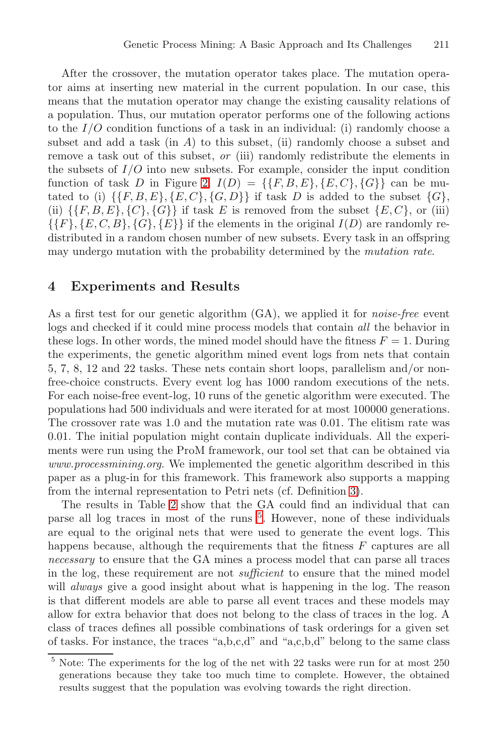After the crossover, the mutation operator takes place. The mutation operator aims at inserting new material in the current population. In our case, this means that the mutation operator may change the existing causality relations of a population. Thus, our mutation operator performs one of the following actions to the $I/O$ condition functions of a task in an individual: (i) randomly choose a subset and add a task (in $A$) to this subset, (ii) randomly choose a subset and remove a task out of this subset, *or* (iii) randomly redistribute the elements in the subsets of $I/O$ into new subsets. For example, consider the input condition function of task $D$ in Figure 2. $I(D) = \{\{F, B, E\}, \{E, C\}, \{G\}\}$ can be mutated to (i) $\{\{F, B, E\}, \{E, C\}, \{G, D\}\}$ if task $D$ is added to the subset $\{G\}$, (ii) $\{\{F, B, E\}, \{C\}, \{G\}\}$ if task $E$ is removed from the subset $\{E, C\}$, or (iii) $\{\{F\}, \{E, C, B\}, \{G\}, \{E\}\}$ if the elements in the original $I(D)$ are randomly redistributed in a random chosen number of new subsets. Every task in an offspring may undergo mutation with the probability determined by the *mutation rate*.

## 4 Experiments and Results

As a first test for our genetic algorithm (GA), we applied it for *noise-free* event logs and checked if it could mine process models that contain *all* the behavior in these logs. In other words, the mined model should have the fitness $F = 1$. During the experiments, the genetic algorithm mined event logs from nets that contain 5, 7, 8, 12 and 22 tasks. These nets contain short loops, parallelism and/or non-free-choice constructs. Every event log has 1000 random executions of the nets. For each noise-free event-log, 10 runs of the genetic algorithm were executed. The populations had 500 individuals and were iterated for at most 100000 generations. The crossover rate was 1.0 and the mutation rate was 0.01. The elitism rate was 0.01. The initial population might contain duplicate individuals. All the experiments were run using the ProM framework, our tool set that can be obtained via *www.processmining.org*. We implemented the genetic algorithm described in this paper as a plug-in for this framework. This framework also supports a mapping from the internal representation to Petri nets (cf. Definition 3).

The results in Table 2 show that the GA could find an individual that can parse all log traces in most of the runs [5]. However, none of these individuals are equal to the original nets that were used to generate the event logs. This happens because, although the requirements that the fitness $F$ captures are all *necessary* to ensure that the GA mines a process model that can parse all traces in the log, these requirement are not *sufficient* to ensure that the mined model will *always* give a good insight about what is happening in the log. The reason is that different models are able to parse all event traces and these models may allow for extra behavior that does not belong to the class of traces in the log. A class of traces defines all possible combinations of task orderings for a given set of tasks. For instance, the traces "a,b,c,d" and "a,c,b,d" belong to the same class

[5] Note: The experiments for the log of the net with 22 tasks were run for at most 250 generations because they take too much time to complete. However, the obtained results suggest that the population was evolving towards the right direction.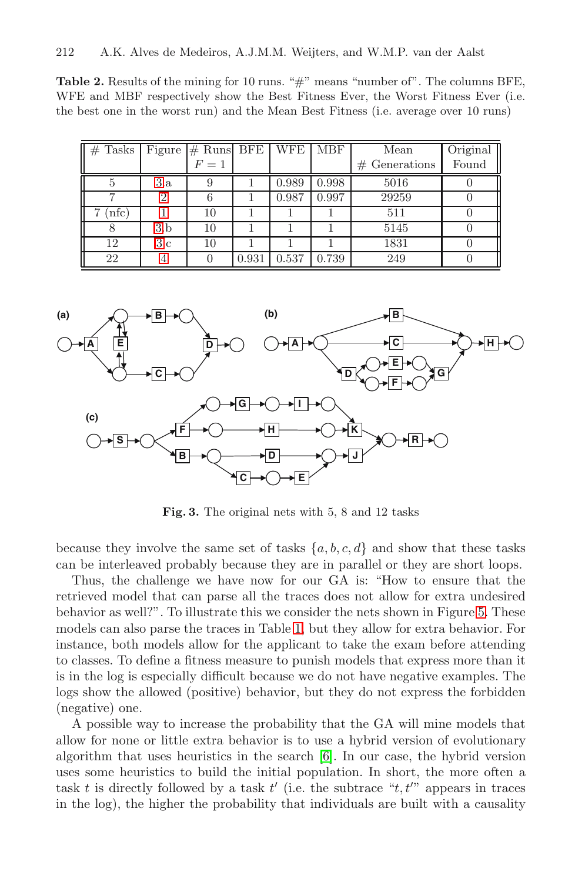**Table 2.** Results of the mining for 10 runs. "#" means "number of". The columns BFE, WFE and MBF respectively show the Best Fitness Ever, the Worst Fitness Ever (i.e. the best one in the worst run) and the Mean Best Fitness (i.e. average over 10 runs)

| # Tasks | Figure | # Runs $F = 1$ | BFE | WFE | MBF | Mean # Generations | Original Found |
|---|---|---|---|---|---|---|---|
| 5 | 3 a | 9 | 1 | 0.989 | 0.998 | 5016 | 0 |
| 7 | 2 | 6 | 1 | 0.987 | 0.997 | 29259 | 0 |
| 7 (nfc) | 1 | 10 | 1 | 1 | 1 | 511 | 0 |
| 8 | 3 b | 10 | 1 | 1 | 1 | 5145 | 0 |
| 12 | 3 c | 10 | 1 | 1 | 1 | 1831 | 0 |
| 22 | 4 | 0 | 0.931 | 0.537 | 0.739 | 249 | 0 |

**Fig. 3.** The original nets with 5, 8 and 12 tasks

because they involve the same set of tasks $\{a, b, c, d\}$ and show that these tasks can be interleaved probably because they are in parallel or they are short loops.

Thus, the challenge we have now for our GA is: "How to ensure that the retrieved model that can parse all the traces does not allow for extra undesired behavior as well?". To illustrate this we consider the nets shown in Figure 5. These models can also parse the traces in Table 1, but they allow for extra behavior. For instance, both models allow for the applicant to take the exam before attending to classes. To define a fitness measure to punish models that express more than it is in the log is especially difficult because we do not have negative examples. The logs show the allowed (positive) behavior, but they do not express the forbidden (negative) one.

A possible way to increase the probability that the GA will mine models that allow for none or little extra behavior is to use a hybrid version of evolutionary algorithm that uses heuristics in the search [6]. In our case, the hybrid version uses some heuristics to build the initial population. In short, the more often a task $t$ is directly followed by a task $t'$ (i.e. the subtrace "$t, t'$" appears in traces in the log), the higher the probability that individuals are built with a causality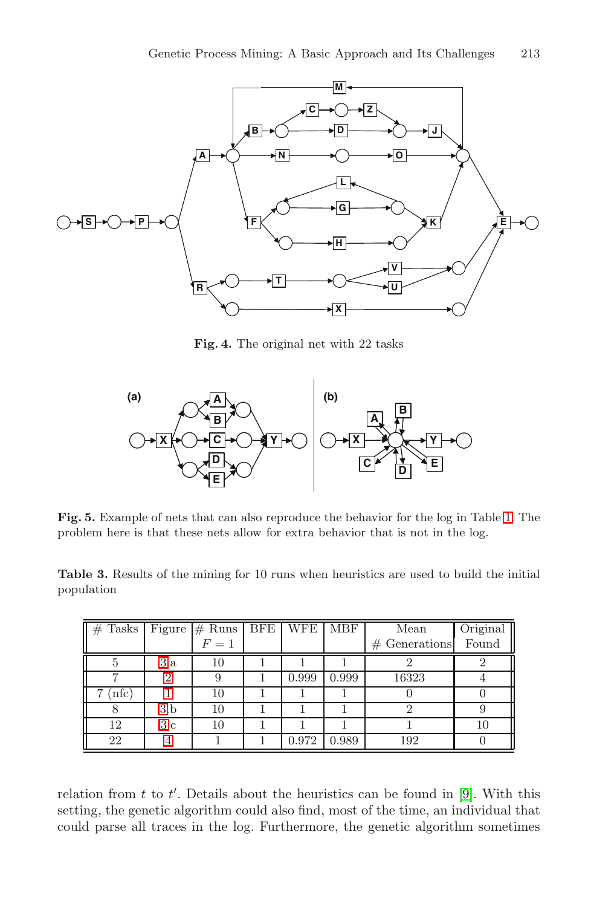**Fig. 4.** The original net with 22 tasks

**Fig. 5.** Example of nets that can also reproduce the behavior for the log in Table 1. The problem here is that these nets allow for extra behavior that is not in the log.

**Table 3.** Results of the mining for 10 runs when heuristics are used to build the initial population

| # Tasks | Figure | # Runs $F = 1$ | BFE | WFE | MBF | Mean # Generations | Original Found |
|---|---|---|---|---|---|---|---|
| 5 | 3 a | 10 | 1 | 1 | 1 | 2 | 2 |
| 7 | 2 | 9 | 1 | 0.999 | 0.999 | 16323 | 4 |
| 7 (nfc) | 1 | 10 | 1 | 1 | 1 | 0 | 0 |
| 8 | 3 b | 10 | 1 | 1 | 1 | 2 | 9 |
| 12 | 3 c | 10 | 1 | 1 | 1 | 1 | 10 |
| 22 | 4 | 1 | 1 | 0.972 | 0.989 | 192 | 0 |

relation from $t$ to $t'$. Details about the heuristics can be found in [9]. With this setting, the genetic algorithm could also find, most of the time, an individual that could parse all traces in the log. Furthermore, the genetic algorithm sometimes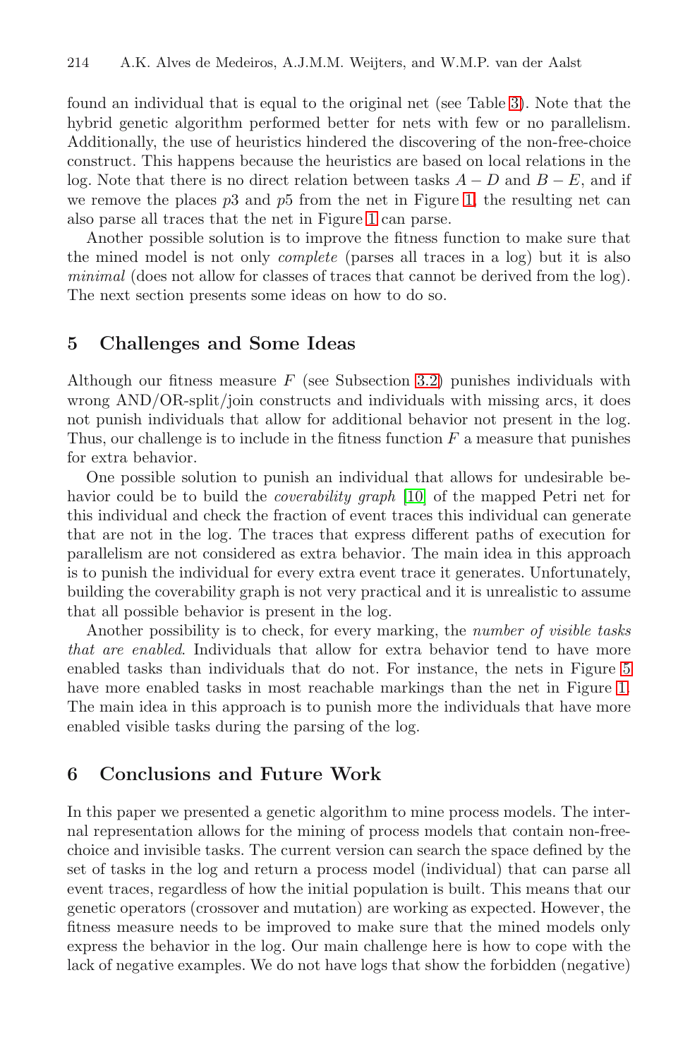found an individual that is equal to the original net (see Table 3). Note that the hybrid genetic algorithm performed better for nets with few or no parallelism. Additionally, the use of heuristics hindered the discovering of the non-free-choice construct. This happens because the heuristics are based on local relations in the log. Note that there is no direct relation between tasks $A - D$ and $B - E$, and if we remove the places $p3$ and $p5$ from the net in Figure 1, the resulting net can also parse all traces that the net in Figure 1 can parse.

Another possible solution is to improve the fitness function to make sure that the mined model is not only *complete* (parses all traces in a log) but it is also *minimal* (does not allow for classes of traces that cannot be derived from the log). The next section presents some ideas on how to do so.

## 5 Challenges and Some Ideas

Although our fitness measure $F$ (see Subsection 3.2) punishes individuals with wrong AND/OR-split/join constructs and individuals with missing arcs, it does not punish individuals that allow for additional behavior not present in the log. Thus, our challenge is to include in the fitness function $F$ a measure that punishes for extra behavior.

One possible solution to punish an individual that allows for undesirable behavior could be to build the *coverability graph* [10] of the mapped Petri net for this individual and check the fraction of event traces this individual can generate that are not in the log. The traces that express different paths of execution for parallelism are not considered as extra behavior. The main idea in this approach is to punish the individual for every extra event trace it generates. Unfortunately, building the coverability graph is not very practical and it is unrealistic to assume that all possible behavior is present in the log.

Another possibility is to check, for every marking, the *number of visible tasks that are enabled*. Individuals that allow for extra behavior tend to have more enabled tasks than individuals that do not. For instance, the nets in Figure 5 have more enabled tasks in most reachable markings than the net in Figure 1. The main idea in this approach is to punish more the individuals that have more enabled visible tasks during the parsing of the log.

## 6 Conclusions and Future Work

In this paper we presented a genetic algorithm to mine process models. The internal representation allows for the mining of process models that contain non-free-choice and invisible tasks. The current version can search the space defined by the set of tasks in the log and return a process model (individual) that can parse all event traces, regardless of how the initial population is built. This means that our genetic operators (crossover and mutation) are working as expected. However, the fitness measure needs to be improved to make sure that the mined models only express the behavior in the log. Our main challenge here is how to cope with the lack of negative examples. We do not have logs that show the forbidden (negative)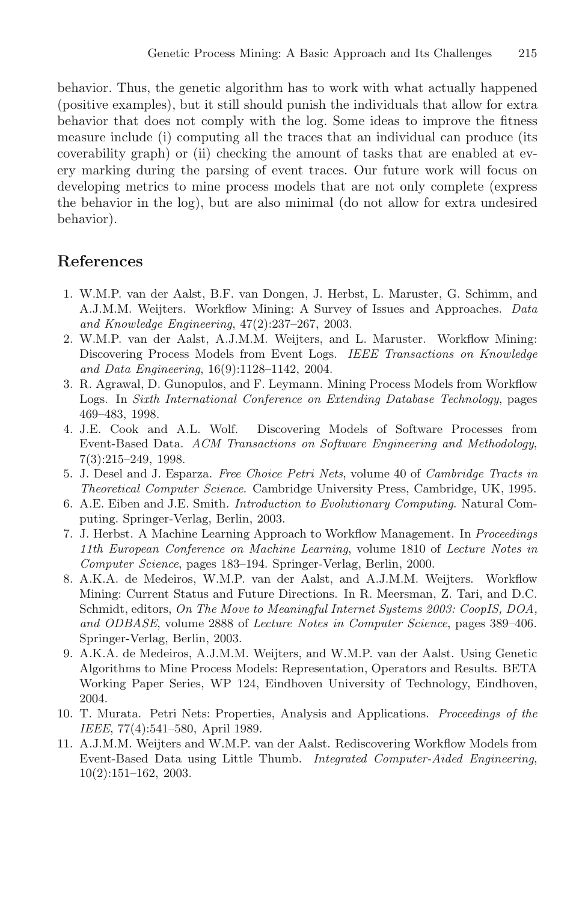behavior. Thus, the genetic algorithm has to work with what actually happened (positive examples), but it still should punish the individuals that allow for extra behavior that does not comply with the log. Some ideas to improve the fitness measure include (i) computing all the traces that an individual can produce (its coverability graph) or (ii) checking the amount of tasks that are enabled at every marking during the parsing of event traces. Our future work will focus on developing metrics to mine process models that are not only complete (express the behavior in the log), but are also minimal (do not allow for extra undesired behavior).

## References

1. W.M.P. van der Aalst, B.F. van Dongen, J. Herbst, L. Maruster, G. Schimm, and A.J.M.M. Weijters. Workflow Mining: A Survey of Issues and Approaches. *Data and Knowledge Engineering*, 47(2):237–267, 2003.
2. W.M.P. van der Aalst, A.J.M.M. Weijters, and L. Maruster. Workflow Mining: Discovering Process Models from Event Logs. *IEEE Transactions on Knowledge and Data Engineering*, 16(9):1128–1142, 2004.
3. R. Agrawal, D. Gunopulos, and F. Leymann. Mining Process Models from Workflow Logs. In *Sixth International Conference on Extending Database Technology*, pages 469–483, 1998.
4. J.E. Cook and A.L. Wolf. Discovering Models of Software Processes from Event-Based Data. *ACM Transactions on Software Engineering and Methodology*, 7(3):215–249, 1998.
5. J. Desel and J. Esparza. *Free Choice Petri Nets*, volume 40 of *Cambridge Tracts in Theoretical Computer Science*. Cambridge University Press, Cambridge, UK, 1995.
6. A.E. Eiben and J.E. Smith. *Introduction to Evolutionary Computing*. Natural Computing. Springer-Verlag, Berlin, 2003.
7. J. Herbst. A Machine Learning Approach to Workflow Management. In *Proceedings 11th European Conference on Machine Learning*, volume 1810 of *Lecture Notes in Computer Science*, pages 183–194. Springer-Verlag, Berlin, 2000.
8. A.K.A. de Medeiros, W.M.P. van der Aalst, and A.J.M.M. Weijters. Workflow Mining: Current Status and Future Directions. In R. Meersman, Z. Tari, and D.C. Schmidt, editors, *On The Move to Meaningful Internet Systems 2003: CoopIS, DOA, and ODBASE*, volume 2888 of *Lecture Notes in Computer Science*, pages 389–406. Springer-Verlag, Berlin, 2003.
9. A.K.A. de Medeiros, A.J.M.M. Weijters, and W.M.P. van der Aalst. Using Genetic Algorithms to Mine Process Models: Representation, Operators and Results. BETA Working Paper Series, WP 124, Eindhoven University of Technology, Eindhoven, 2004.
10. T. Murata. Petri Nets: Properties, Analysis and Applications. *Proceedings of the IEEE*, 77(4):541–580, April 1989.
11. A.J.M.M. Weijters and W.M.P. van der Aalst. Rediscovering Workflow Models from Event-Based Data using Little Thumb. *Integrated Computer-Aided Engineering*, 10(2):151–162, 2003.